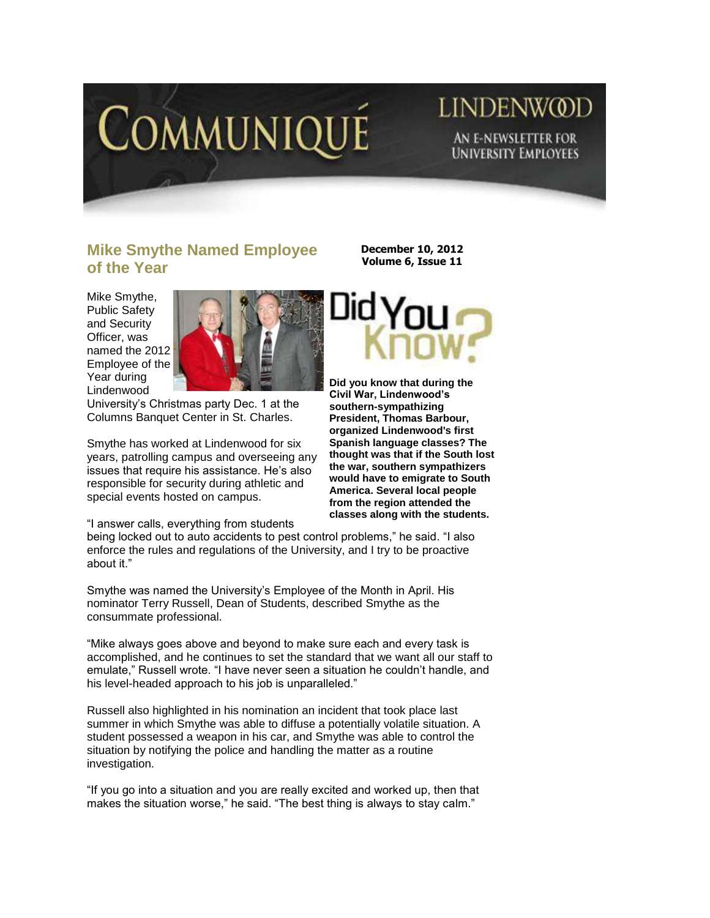# COMMUNIQUÉ

LINDENWOOD

AN E-NEWSLETTER FOR UNIVERSITY EMPLOYEES

**December 10, 2012**
**Volume 6, Issue 11**

## Mike Smythe Named Employee of the Year

Mike Smythe, Public Safety and Security Officer, was named the 2012 Employee of the Year during Lindenwood University's Christmas party Dec. 1 at the Columns Banquet Center in St. Charles.

Smythe has worked at Lindenwood for six years, patrolling campus and overseeing any issues that require his assistance. He's also responsible for security during athletic and special events hosted on campus.

"I answer calls, everything from students being locked out to auto accidents to pest control problems," he said. "I also enforce the rules and regulations of the University, and I try to be proactive about it."

Smythe was named the University's Employee of the Month in April. His nominator Terry Russell, Dean of Students, described Smythe as the consummate professional.

"Mike always goes above and beyond to make sure each and every task is accomplished, and he continues to set the standard that we want all our staff to emulate," Russell wrote. "I have never seen a situation he couldn't handle, and his level-headed approach to his job is unparalleled."

Russell also highlighted in his nomination an incident that took place last summer in which Smythe was able to diffuse a potentially volatile situation. A student possessed a weapon in his car, and Smythe was able to control the situation by notifying the police and handling the matter as a routine investigation.

"If you go into a situation and you are really excited and worked up, then that makes the situation worse," he said. "The best thing is always to stay calm."

## Did You Know?

**Did you know that during the Civil War, Lindenwood's southern-sympathizing President, Thomas Barbour, organized Lindenwood's first Spanish language classes? The thought was that if the South lost the war, southern sympathizers would have to emigrate to South America. Several local people from the region attended the classes along with the students.**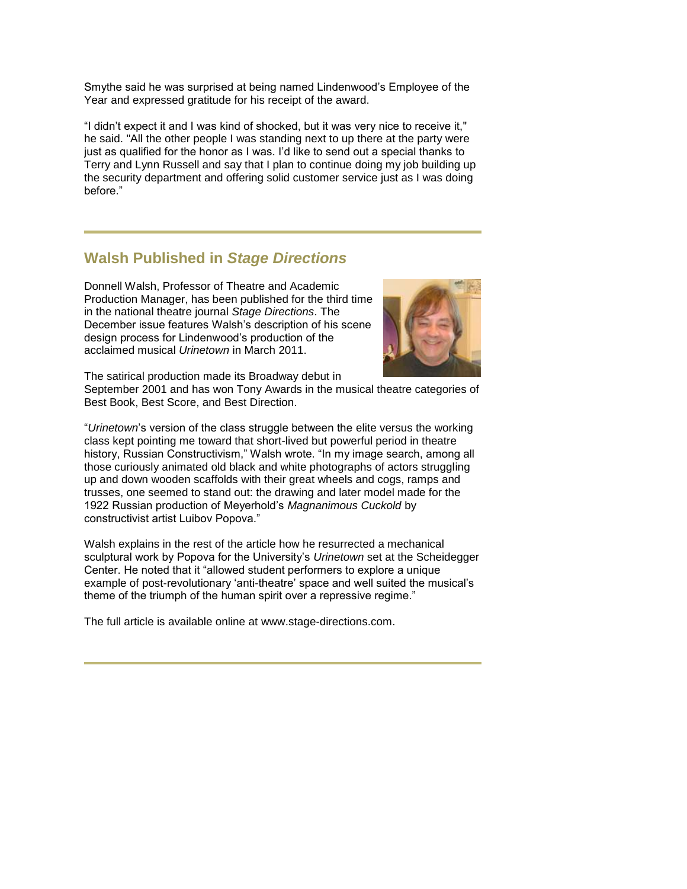Smythe said he was surprised at being named Lindenwood's Employee of the Year and expressed gratitude for his receipt of the award.

"I didn't expect it and I was kind of shocked, but it was very nice to receive it," he said. "All the other people I was standing next to up there at the party were just as qualified for the honor as I was. I'd like to send out a special thanks to Terry and Lynn Russell and say that I plan to continue doing my job building up the security department and offering solid customer service just as I was doing before."

---

## Walsh Published in *Stage Directions*

Donnell Walsh, Professor of Theatre and Academic Production Manager, has been published for the third time in the national theatre journal *Stage Directions*. The December issue features Walsh's description of his scene design process for Lindenwood's production of the acclaimed musical *Urinetown* in March 2011.

The satirical production made its Broadway debut in September 2001 and has won Tony Awards in the musical theatre categories of Best Book, Best Score, and Best Direction.

"*Urinetown*'s version of the class struggle between the elite versus the working class kept pointing me toward that short-lived but powerful period in theatre history, Russian Constructivism," Walsh wrote. "In my image search, among all those curiously animated old black and white photographs of actors struggling up and down wooden scaffolds with their great wheels and cogs, ramps and trusses, one seemed to stand out: the drawing and later model made for the 1922 Russian production of Meyerhold's *Magnanimous Cuckold* by constructivist artist Luibov Popova."

Walsh explains in the rest of the article how he resurrected a mechanical sculptural work by Popova for the University's *Urinetown* set at the Scheidegger Center. He noted that it "allowed student performers to explore a unique example of post-revolutionary 'anti-theatre' space and well suited the musical's theme of the triumph of the human spirit over a repressive regime."

The full article is available online at www.stage-directions.com.

---